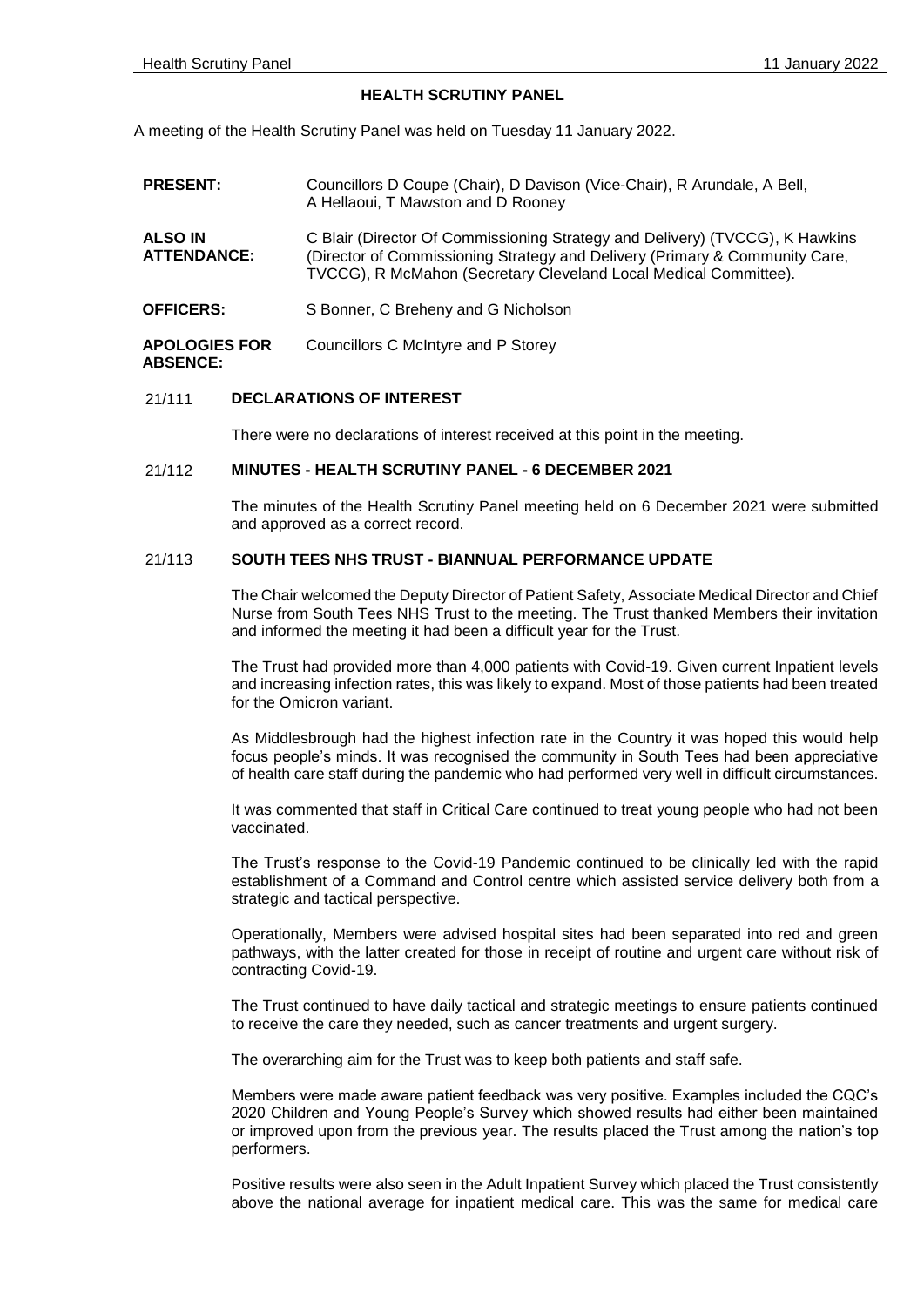# HEALTH SCRUTINY PANEL

A meeting of the Health Scrutiny Panel was held on Tuesday 11 January 2022.

| | |
|---|---|
| **PRESENT:** | Councillors D Coupe (Chair), D Davison (Vice-Chair), R Arundale, A Bell, A Hellaoui, T Mawston and D Rooney |
| **ALSO IN ATTENDANCE:** | C Blair (Director Of Commissioning Strategy and Delivery) (TVCCG), K Hawkins (Director of Commissioning Strategy and Delivery (Primary & Community Care, TVCCG), R McMahon (Secretary Cleveland Local Medical Committee). |
| **OFFICERS:** | S Bonner, C Breheny and G Nicholson |
| **APOLOGIES FOR ABSENCE:** | Councillors C McIntyre and P Storey |

## 21/111 DECLARATIONS OF INTEREST

There were no declarations of interest received at this point in the meeting.

## 21/112 MINUTES - HEALTH SCRUTINY PANEL - 6 DECEMBER 2021

The minutes of the Health Scrutiny Panel meeting held on 6 December 2021 were submitted and approved as a correct record.

## 21/113 SOUTH TEES NHS TRUST - BIANNUAL PERFORMANCE UPDATE

The Chair welcomed the Deputy Director of Patient Safety, Associate Medical Director and Chief Nurse from South Tees NHS Trust to the meeting. The Trust thanked Members their invitation and informed the meeting it had been a difficult year for the Trust.

The Trust had provided more than 4,000 patients with Covid-19. Given current Inpatient levels and increasing infection rates, this was likely to expand. Most of those patients had been treated for the Omicron variant.

As Middlesbrough had the highest infection rate in the Country it was hoped this would help focus people's minds. It was recognised the community in South Tees had been appreciative of health care staff during the pandemic who had performed very well in difficult circumstances.

It was commented that staff in Critical Care continued to treat young people who had not been vaccinated.

The Trust's response to the Covid-19 Pandemic continued to be clinically led with the rapid establishment of a Command and Control centre which assisted service delivery both from a strategic and tactical perspective.

Operationally, Members were advised hospital sites had been separated into red and green pathways, with the latter created for those in receipt of routine and urgent care without risk of contracting Covid-19.

The Trust continued to have daily tactical and strategic meetings to ensure patients continued to receive the care they needed, such as cancer treatments and urgent surgery.

The overarching aim for the Trust was to keep both patients and staff safe.

Members were made aware patient feedback was very positive. Examples included the CQC's 2020 Children and Young People's Survey which showed results had either been maintained or improved upon from the previous year. The results placed the Trust among the nation's top performers.

Positive results were also seen in the Adult Inpatient Survey which placed the Trust consistently above the national average for inpatient medical care. This was the same for medical care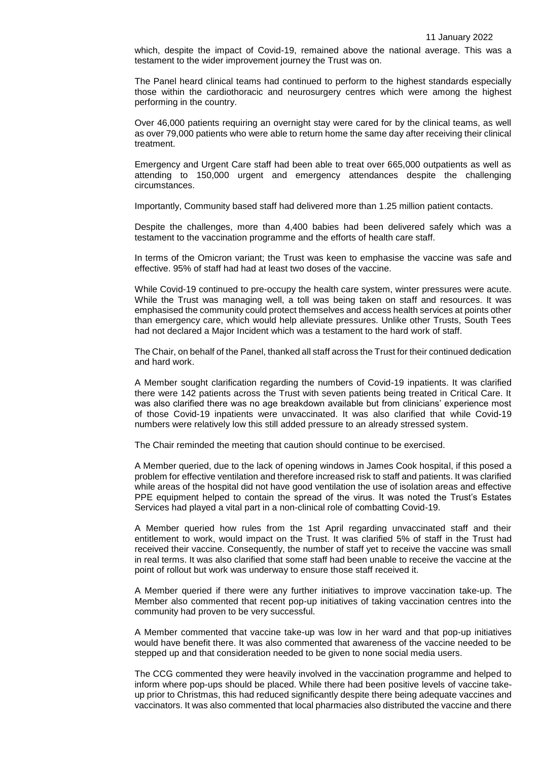which, despite the impact of Covid-19, remained above the national average. This was a testament to the wider improvement journey the Trust was on.

The Panel heard clinical teams had continued to perform to the highest standards especially those within the cardiothoracic and neurosurgery centres which were among the highest performing in the country.

Over 46,000 patients requiring an overnight stay were cared for by the clinical teams, as well as over 79,000 patients who were able to return home the same day after receiving their clinical treatment.

Emergency and Urgent Care staff had been able to treat over 665,000 outpatients as well as attending to 150,000 urgent and emergency attendances despite the challenging circumstances.

Importantly, Community based staff had delivered more than 1.25 million patient contacts.

Despite the challenges, more than 4,400 babies had been delivered safely which was a testament to the vaccination programme and the efforts of health care staff.

In terms of the Omicron variant; the Trust was keen to emphasise the vaccine was safe and effective. 95% of staff had had at least two doses of the vaccine.

While Covid-19 continued to pre-occupy the health care system, winter pressures were acute. While the Trust was managing well, a toll was being taken on staff and resources. It was emphasised the community could protect themselves and access health services at points other than emergency care, which would help alleviate pressures. Unlike other Trusts, South Tees had not declared a Major Incident which was a testament to the hard work of staff.

The Chair, on behalf of the Panel, thanked all staff across the Trust for their continued dedication and hard work.

A Member sought clarification regarding the numbers of Covid-19 inpatients. It was clarified there were 142 patients across the Trust with seven patients being treated in Critical Care. It was also clarified there was no age breakdown available but from clinicians' experience most of those Covid-19 inpatients were unvaccinated. It was also clarified that while Covid-19 numbers were relatively low this still added pressure to an already stressed system.

The Chair reminded the meeting that caution should continue to be exercised.

A Member queried, due to the lack of opening windows in James Cook hospital, if this posed a problem for effective ventilation and therefore increased risk to staff and patients. It was clarified while areas of the hospital did not have good ventilation the use of isolation areas and effective PPE equipment helped to contain the spread of the virus. It was noted the Trust's Estates Services had played a vital part in a non-clinical role of combatting Covid-19.

A Member queried how rules from the 1st April regarding unvaccinated staff and their entitlement to work, would impact on the Trust. It was clarified 5% of staff in the Trust had received their vaccine. Consequently, the number of staff yet to receive the vaccine was small in real terms. It was also clarified that some staff had been unable to receive the vaccine at the point of rollout but work was underway to ensure those staff received it.

A Member queried if there were any further initiatives to improve vaccination take-up. The Member also commented that recent pop-up initiatives of taking vaccination centres into the community had proven to be very successful.

A Member commented that vaccine take-up was low in her ward and that pop-up initiatives would have benefit there. It was also commented that awareness of the vaccine needed to be stepped up and that consideration needed to be given to none social media users.

The CCG commented they were heavily involved in the vaccination programme and helped to inform where pop-ups should be placed. While there had been positive levels of vaccine take-up prior to Christmas, this had reduced significantly despite there being adequate vaccines and vaccinators. It was also commented that local pharmacies also distributed the vaccine and there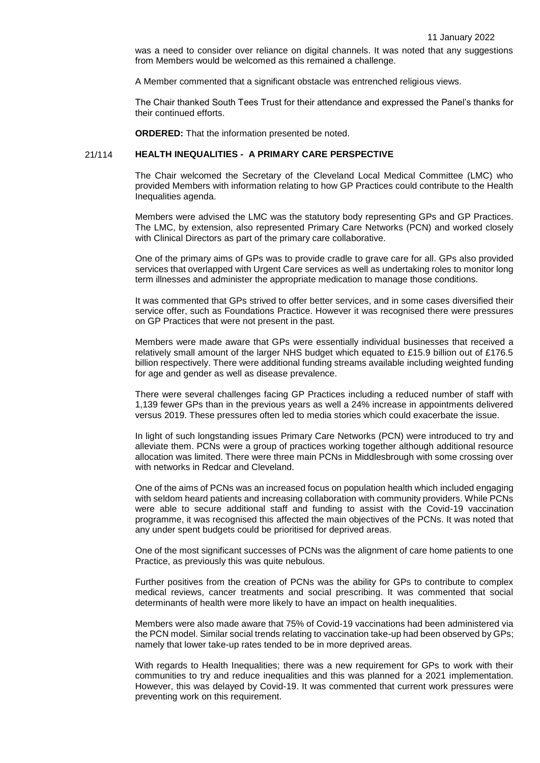was a need to consider over reliance on digital channels. It was noted that any suggestions from Members would be welcomed as this remained a challenge.

A Member commented that a significant obstacle was entrenched religious views.

The Chair thanked South Tees Trust for their attendance and expressed the Panel's thanks for their continued efforts.

**ORDERED:** That the information presented be noted.

## 21/114 HEALTH INEQUALITIES - A PRIMARY CARE PERSPECTIVE

The Chair welcomed the Secretary of the Cleveland Local Medical Committee (LMC) who provided Members with information relating to how GP Practices could contribute to the Health Inequalities agenda.

Members were advised the LMC was the statutory body representing GPs and GP Practices. The LMC, by extension, also represented Primary Care Networks (PCN) and worked closely with Clinical Directors as part of the primary care collaborative.

One of the primary aims of GPs was to provide cradle to grave care for all. GPs also provided services that overlapped with Urgent Care services as well as undertaking roles to monitor long term illnesses and administer the appropriate medication to manage those conditions.

It was commented that GPs strived to offer better services, and in some cases diversified their service offer, such as Foundations Practice. However it was recognised there were pressures on GP Practices that were not present in the past.

Members were made aware that GPs were essentially individual businesses that received a relatively small amount of the larger NHS budget which equated to £15.9 billion out of £176.5 billion respectively. There were additional funding streams available including weighted funding for age and gender as well as disease prevalence.

There were several challenges facing GP Practices including a reduced number of staff with 1,139 fewer GPs than in the previous years as well a 24% increase in appointments delivered versus 2019. These pressures often led to media stories which could exacerbate the issue.

In light of such longstanding issues Primary Care Networks (PCN) were introduced to try and alleviate them. PCNs were a group of practices working together although additional resource allocation was limited. There were three main PCNs in Middlesbrough with some crossing over with networks in Redcar and Cleveland.

One of the aims of PCNs was an increased focus on population health which included engaging with seldom heard patients and increasing collaboration with community providers. While PCNs were able to secure additional staff and funding to assist with the Covid-19 vaccination programme, it was recognised this affected the main objectives of the PCNs. It was noted that any under spent budgets could be prioritised for deprived areas.

One of the most significant successes of PCNs was the alignment of care home patients to one Practice, as previously this was quite nebulous.

Further positives from the creation of PCNs was the ability for GPs to contribute to complex medical reviews, cancer treatments and social prescribing. It was commented that social determinants of health were more likely to have an impact on health inequalities.

Members were also made aware that 75% of Covid-19 vaccinations had been administered via the PCN model. Similar social trends relating to vaccination take-up had been observed by GPs; namely that lower take-up rates tended to be in more deprived areas.

With regards to Health Inequalities; there was a new requirement for GPs to work with their communities to try and reduce inequalities and this was planned for a 2021 implementation. However, this was delayed by Covid-19. It was commented that current work pressures were preventing work on this requirement.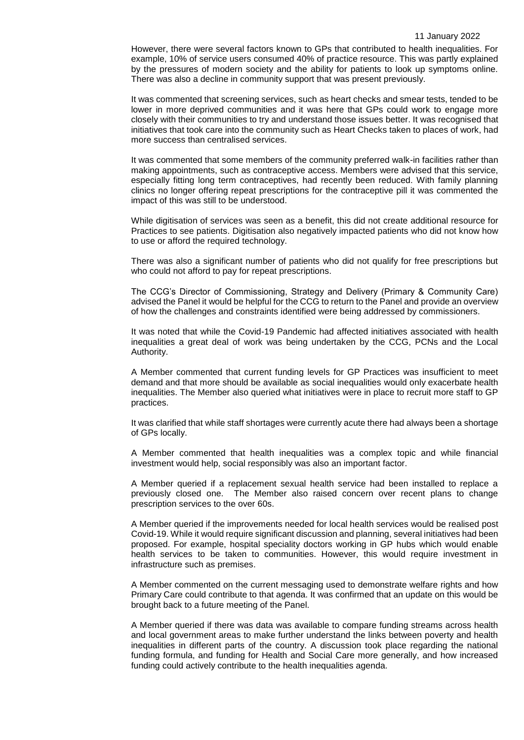However, there were several factors known to GPs that contributed to health inequalities. For example, 10% of service users consumed 40% of practice resource. This was partly explained by the pressures of modern society and the ability for patients to look up symptoms online. There was also a decline in community support that was present previously.

It was commented that screening services, such as heart checks and smear tests, tended to be lower in more deprived communities and it was here that GPs could work to engage more closely with their communities to try and understand those issues better. It was recognised that initiatives that took care into the community such as Heart Checks taken to places of work, had more success than centralised services.

It was commented that some members of the community preferred walk-in facilities rather than making appointments, such as contraceptive access. Members were advised that this service, especially fitting long term contraceptives, had recently been reduced. With family planning clinics no longer offering repeat prescriptions for the contraceptive pill it was commented the impact of this was still to be understood.

While digitisation of services was seen as a benefit, this did not create additional resource for Practices to see patients. Digitisation also negatively impacted patients who did not know how to use or afford the required technology.

There was also a significant number of patients who did not qualify for free prescriptions but who could not afford to pay for repeat prescriptions.

The CCG's Director of Commissioning, Strategy and Delivery (Primary & Community Care) advised the Panel it would be helpful for the CCG to return to the Panel and provide an overview of how the challenges and constraints identified were being addressed by commissioners.

It was noted that while the Covid-19 Pandemic had affected initiatives associated with health inequalities a great deal of work was being undertaken by the CCG, PCNs and the Local Authority.

A Member commented that current funding levels for GP Practices was insufficient to meet demand and that more should be available as social inequalities would only exacerbate health inequalities. The Member also queried what initiatives were in place to recruit more staff to GP practices.

It was clarified that while staff shortages were currently acute there had always been a shortage of GPs locally.

A Member commented that health inequalities was a complex topic and while financial investment would help, social responsibly was also an important factor.

A Member queried if a replacement sexual health service had been installed to replace a previously closed one. The Member also raised concern over recent plans to change prescription services to the over 60s.

A Member queried if the improvements needed for local health services would be realised post Covid-19. While it would require significant discussion and planning, several initiatives had been proposed. For example, hospital speciality doctors working in GP hubs which would enable health services to be taken to communities. However, this would require investment in infrastructure such as premises.

A Member commented on the current messaging used to demonstrate welfare rights and how Primary Care could contribute to that agenda. It was confirmed that an update on this would be brought back to a future meeting of the Panel.

A Member queried if there was data was available to compare funding streams across health and local government areas to make further understand the links between poverty and health inequalities in different parts of the country. A discussion took place regarding the national funding formula, and funding for Health and Social Care more generally, and how increased funding could actively contribute to the health inequalities agenda.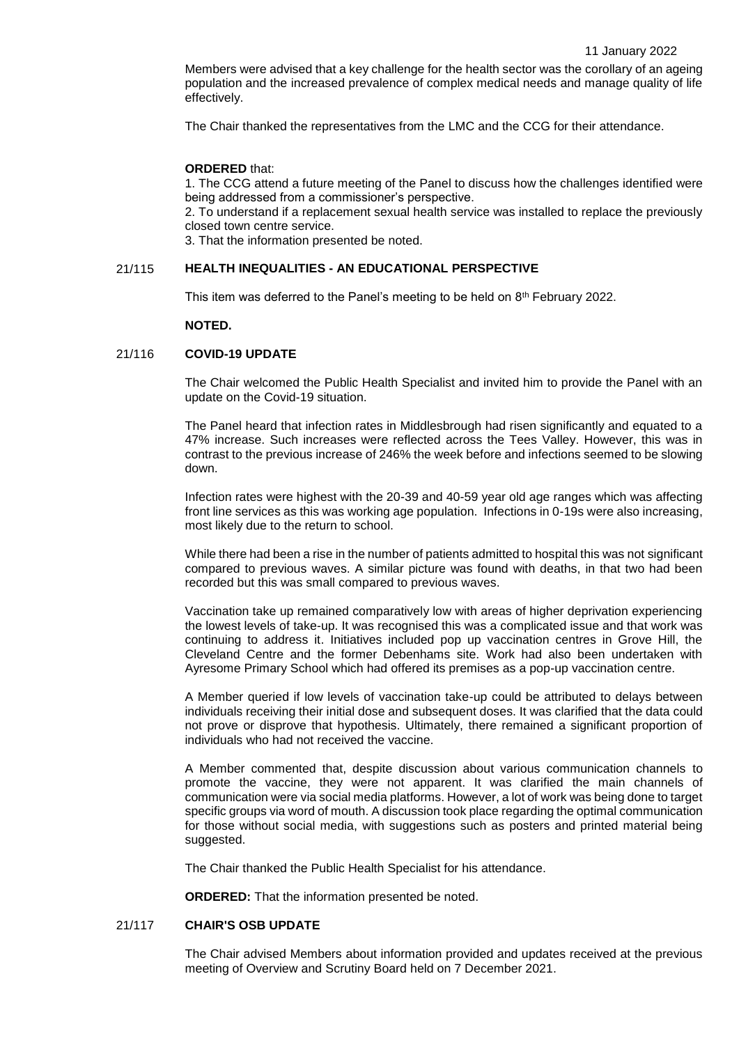Members were advised that a key challenge for the health sector was the corollary of an ageing population and the increased prevalence of complex medical needs and manage quality of life effectively.

The Chair thanked the representatives from the LMC and the CCG for their attendance.

**ORDERED** that:

1. The CCG attend a future meeting of the Panel to discuss how the challenges identified were being addressed from a commissioner's perspective.
2. To understand if a replacement sexual health service was installed to replace the previously closed town centre service.
3. That the information presented be noted.

## 21/115 HEALTH INEQUALITIES - AN EDUCATIONAL PERSPECTIVE

This item was deferred to the Panel's meeting to be held on 8th February 2022.

**NOTED.**

## 21/116 COVID-19 UPDATE

The Chair welcomed the Public Health Specialist and invited him to provide the Panel with an update on the Covid-19 situation.

The Panel heard that infection rates in Middlesbrough had risen significantly and equated to a 47% increase. Such increases were reflected across the Tees Valley. However, this was in contrast to the previous increase of 246% the week before and infections seemed to be slowing down.

Infection rates were highest with the 20-39 and 40-59 year old age ranges which was affecting front line services as this was working age population. Infections in 0-19s were also increasing, most likely due to the return to school.

While there had been a rise in the number of patients admitted to hospital this was not significant compared to previous waves. A similar picture was found with deaths, in that two had been recorded but this was small compared to previous waves.

Vaccination take up remained comparatively low with areas of higher deprivation experiencing the lowest levels of take-up. It was recognised this was a complicated issue and that work was continuing to address it. Initiatives included pop up vaccination centres in Grove Hill, the Cleveland Centre and the former Debenhams site. Work had also been undertaken with Ayresome Primary School which had offered its premises as a pop-up vaccination centre.

A Member queried if low levels of vaccination take-up could be attributed to delays between individuals receiving their initial dose and subsequent doses. It was clarified that the data could not prove or disprove that hypothesis. Ultimately, there remained a significant proportion of individuals who had not received the vaccine.

A Member commented that, despite discussion about various communication channels to promote the vaccine, they were not apparent. It was clarified the main channels of communication were via social media platforms. However, a lot of work was being done to target specific groups via word of mouth. A discussion took place regarding the optimal communication for those without social media, with suggestions such as posters and printed material being suggested.

The Chair thanked the Public Health Specialist for his attendance.

**ORDERED:** That the information presented be noted.

## 21/117 CHAIR'S OSB UPDATE

The Chair advised Members about information provided and updates received at the previous meeting of Overview and Scrutiny Board held on 7 December 2021.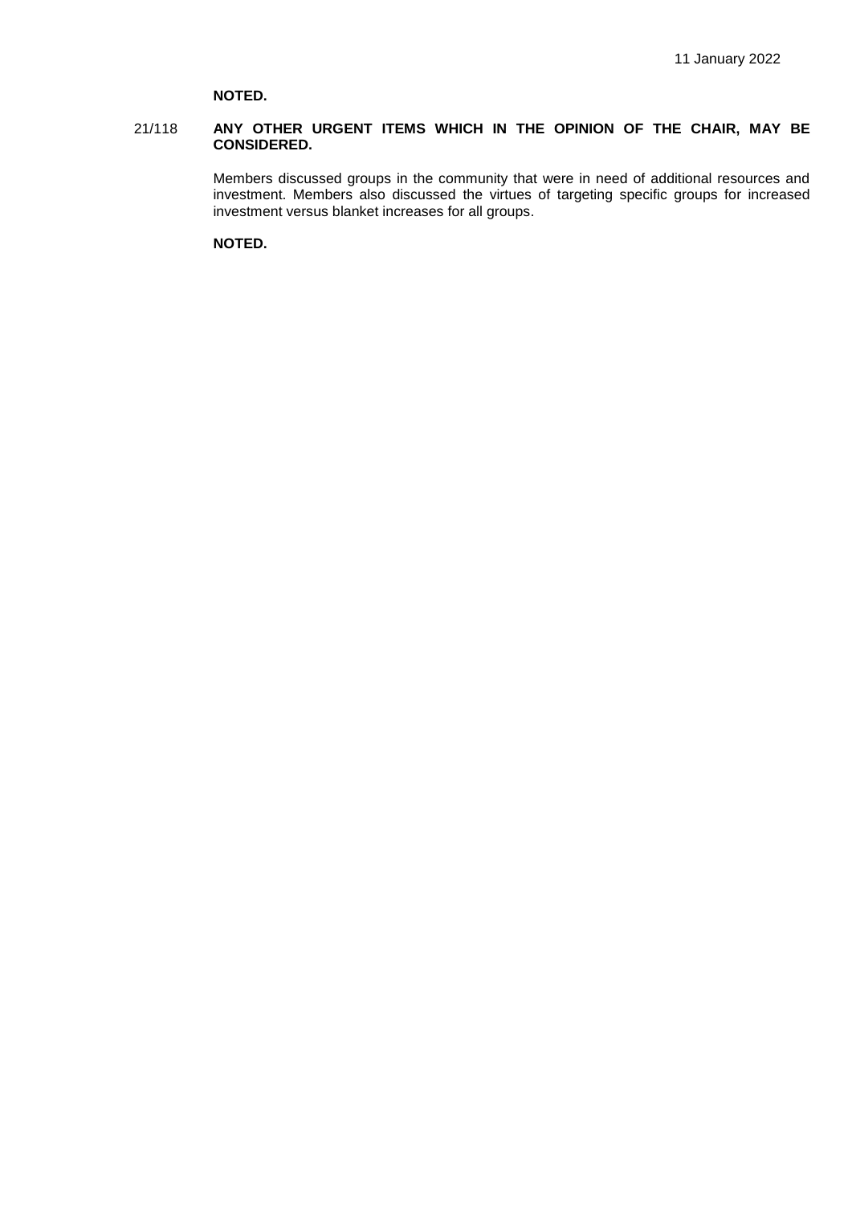**NOTED.**

21/118 **ANY OTHER URGENT ITEMS WHICH IN THE OPINION OF THE CHAIR, MAY BE CONSIDERED.**

Members discussed groups in the community that were in need of additional resources and investment. Members also discussed the virtues of targeting specific groups for increased investment versus blanket increases for all groups.

**NOTED.**